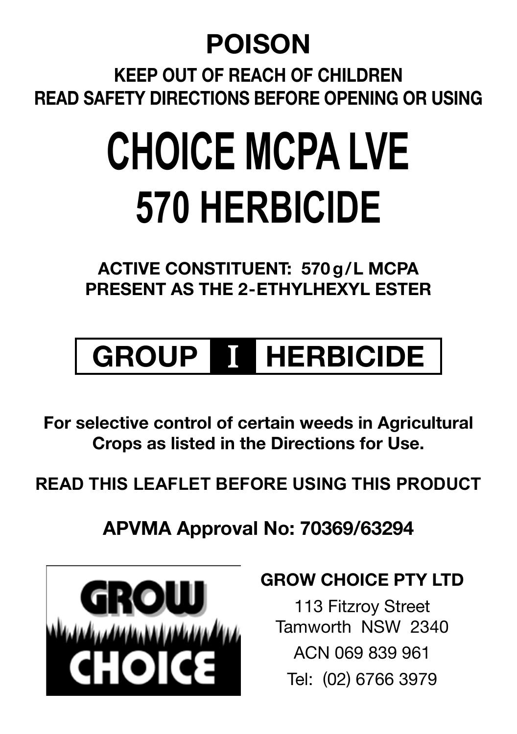# POISON

**KEEP OUT OF REACH OF CHILDREN**
**READ SAFETY DIRECTIONS BEFORE OPENING OR USING**

# CHOICE MCPA LVE 570 HERBICIDE

**ACTIVE CONSTITUENT: 570 g/L MCPA**
**PRESENT AS THE 2-ETHYLHEXYL ESTER**

## GROUP I HERBICIDE

**For selective control of certain weeds in Agricultural Crops as listed in the Directions for Use.**

**READ THIS LEAFLET BEFORE USING THIS PRODUCT**

**APVMA Approval No: 70369/63294**

GROW CHOICE

**GROW CHOICE PTY LTD**

113 Fitzroy Street
Tamworth NSW 2340
ACN 069 839 961
Tel: (02) 6766 3979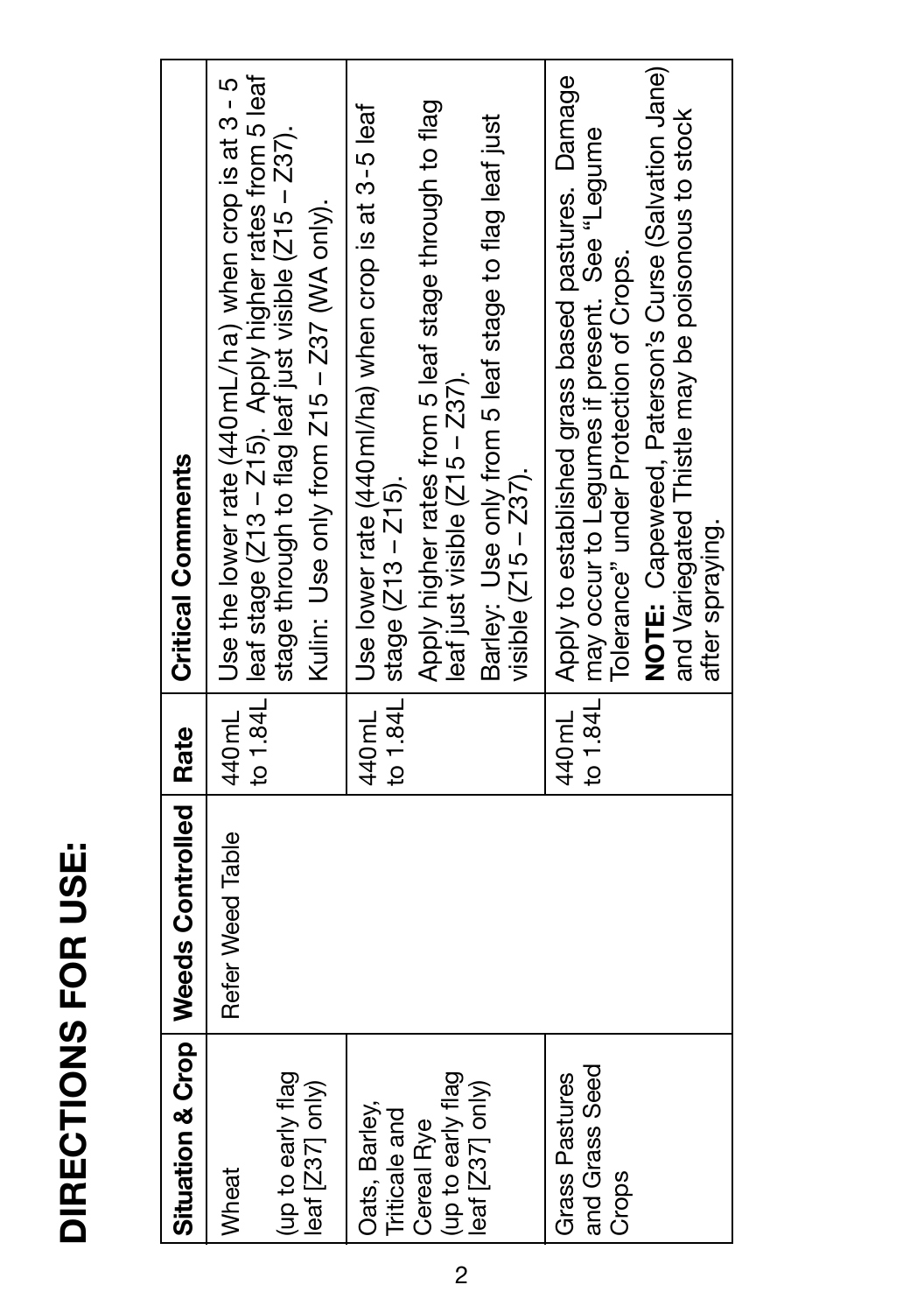# DIRECTIONS FOR USE:

| Situation & Crop | Weeds Controlled | Rate | Critical Comments |
|---|---|---|---|
| Wheat<br><br>(up to early flag leaf [Z37] only) | Refer Weed Table | 440mL to 1.84L | Use the lower rate (440mL/ha) when crop is at 3 - 5 leaf stage (Z13 – Z15). Apply higher rates from 5 leaf stage through to flag leaf just visible (Z15 – Z37).<br>Kulin: Use only from Z15 – Z37 (WA only). |
| Oats, Barley, Triticale and Cereal Rye (up to early flag leaf [Z37] only) | | 440mL to 1.84L | Use lower rate (440ml/ha) when crop is at 3-5 leaf stage (Z13 – Z15).<br>Apply higher rates from 5 leaf stage through to flag leaf just visible (Z15 – Z37).<br>Barley: Use only from 5 leaf stage to flag leaf just visible (Z15 – Z37). |
| Grass Pastures and Grass Seed Crops | | 440mL to 1.84L | Apply to established grass based pastures. Damage may occur to Legumes if present. See "Legume Tolerance" under Protection of Crops.<br>**NOTE:** Capeweed, Paterson's Curse (Salvation Jane) and Variegated Thistle may be poisonous to stock after spraying. |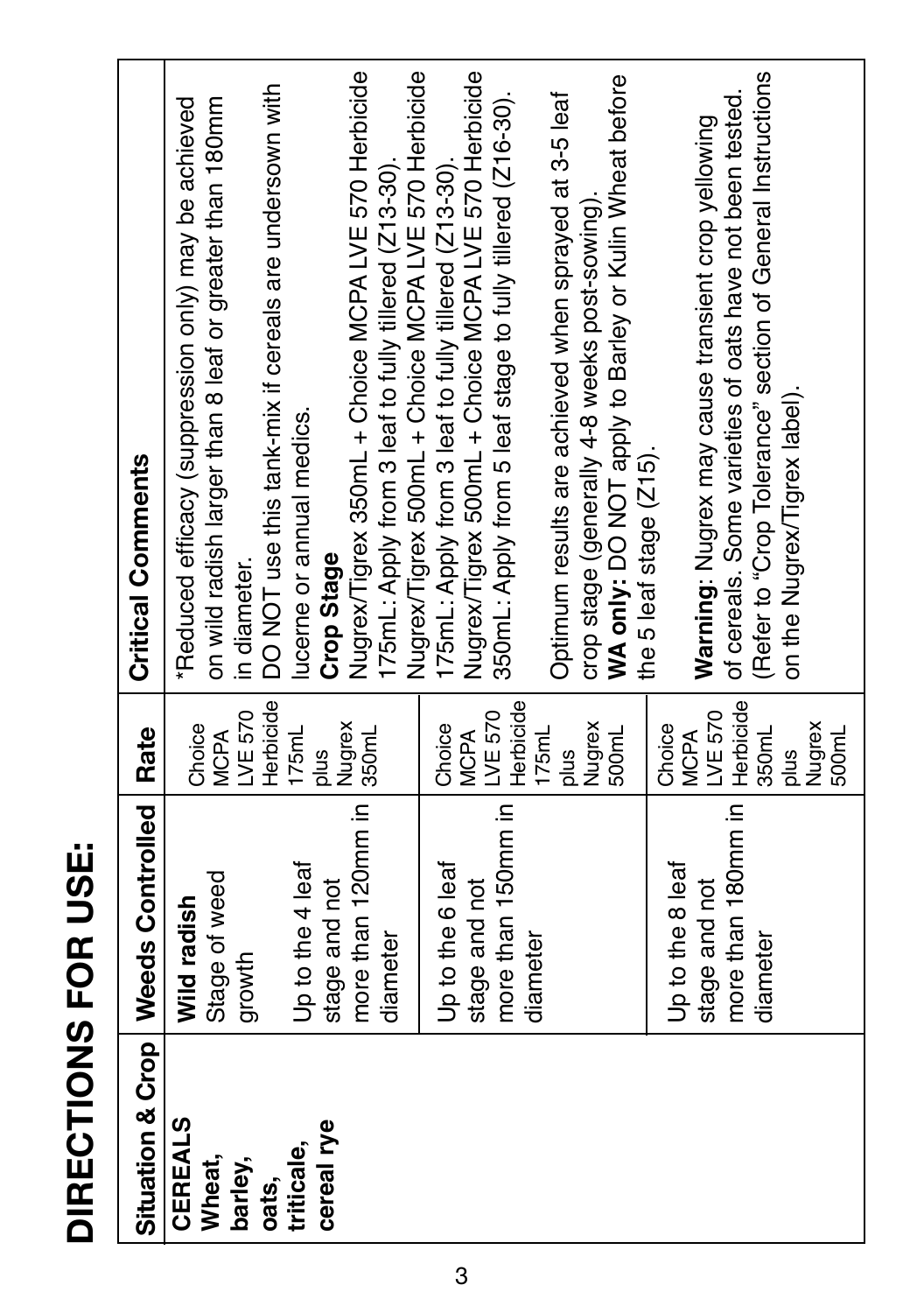# DIRECTIONS FOR USE:

| Situation & Crop | Weeds Controlled | Rate | Critical Comments |
|---|---|---|---|
| **CEREALS** **Wheat, barley, oats, triticale, cereal rye** | **Wild radish** Stage of weed growth<br><br>Up to the 4 leaf stage and not more than 120mm in diameter | Choice MCPA LVE 570 Herbicide 175mL plus Nugrex 350mL | *Reduced efficacy (suppression only) may be achieved on wild radish larger than 8 leaf or greater than 180mm in diameter.<br>DO NOT use this tank-mix if cereals are undersown with lucerne or annual medics.<br>**Crop Stage**<br>Nugrex/Tigrex 350mL + Choice MCPA LVE 570 Herbicide 175mL: Apply from 3 leaf to fully tillered (Z13-30).<br>Nugrex/Tigrex 500mL + Choice MCPA LVE 570 Herbicide 175mL: Apply from 3 leaf to fully tillered (Z13-30).<br>Nugrex/Tigrex 500mL + Choice MCPA LVE 570 Herbicide 350mL: Apply from 5 leaf stage to fully tillered (Z16-30).<br><br>Optimum results are achieved when sprayed at 3-5 leaf crop stage (generally 4-8 weeks post-sowing).<br>**WA only:** DO NOT apply to Barley or Kulin Wheat before the 5 leaf stage (Z15).<br><br>**Warning**: Nugrex may cause transient crop yellowing of cereals. Some varieties of oats have not been tested. (Refer to "Crop Tolerance" section of General Instructions on the Nugrex/Tigrex label). |
| | Up to the 6 leaf stage and not more than 150mm in diameter | Choice MCPA LVE 570 Herbicide 175mL plus Nugrex 500mL | |
| | Up to the 8 leaf stage and not more than 180mm in diameter | Choice MCPA LVE 570 Herbicide 350mL plus Nugrex 500mL | |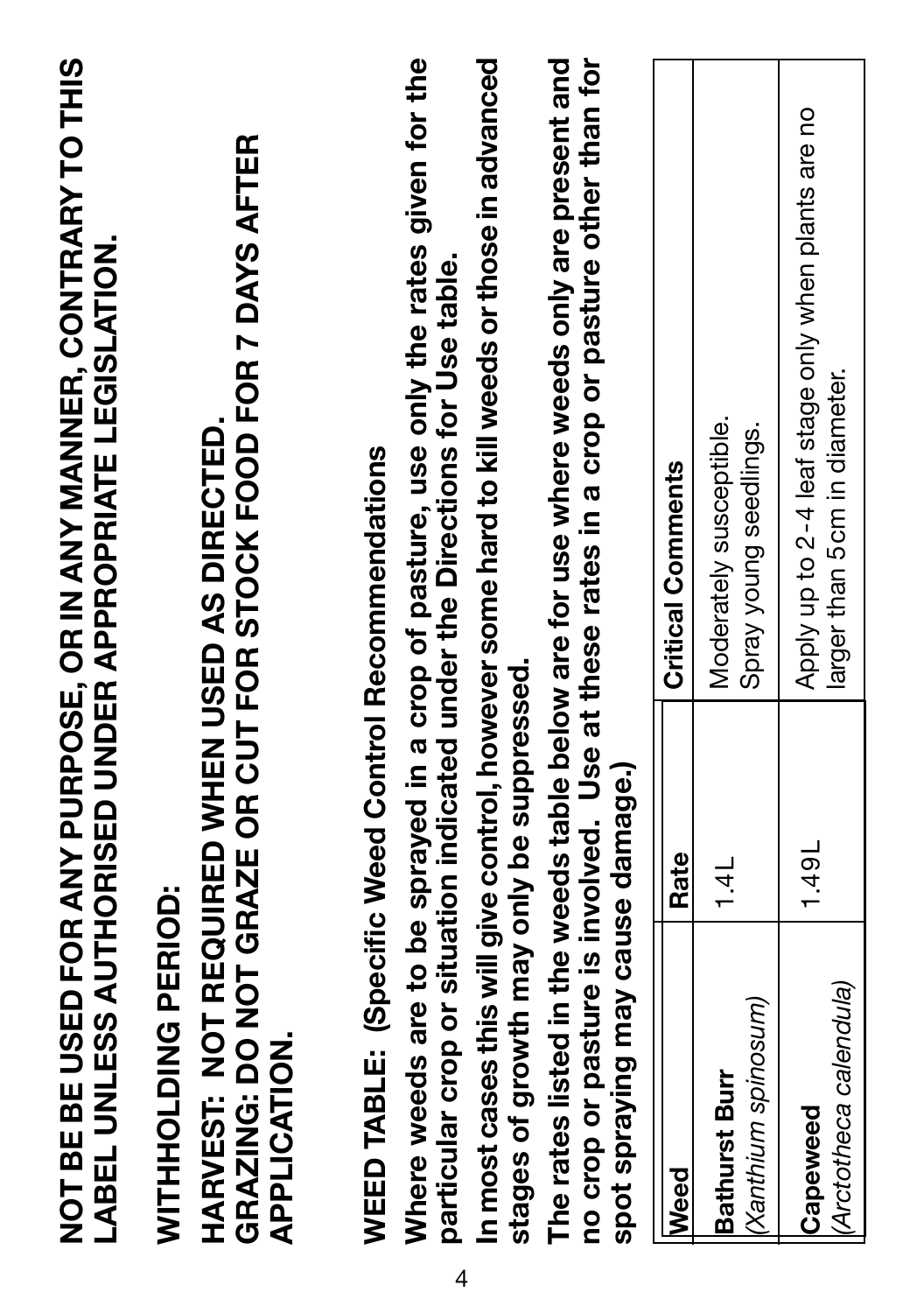**NOT BE USED FOR ANY PURPOSE, OR IN ANY MANNER, CONTRARY TO THIS LABEL UNLESS AUTHORISED UNDER APPROPRIATE LEGISLATION.**

**WITHHOLDING PERIOD:**

**HARVEST: NOT REQUIRED WHEN USED AS DIRECTED.**
**GRAZING: DO NOT GRAZE OR CUT FOR STOCK FOOD FOR 7 DAYS AFTER APPLICATION.**

**WEED TABLE: (Specific Weed Control Recommendations**

**Where weeds are to be sprayed in a crop of pasture, use only the rates given for the particular crop or situation indicated under the Directions for Use table.**

**In most cases this will give control, however some hard to kill weeds or those in advanced stages of growth may only be suppressed.**

**The rates listed in the weeds table below are for use where weeds only are present and no crop or pasture is involved. Use at these rates in a crop or pasture other than for spot spraying may cause damage.)**

| Weed | Rate | Critical Comments |
|---|---|---|
| **Bathurst Burr** (*Xanthium spinosum*) | 1.4L | Moderately susceptible. Spray young seedlings. |
| **Capeweed** (*Arctotheca calendula*) | 1.49L | Apply up to 2-4 leaf stage only when plants are no larger than 5cm in diameter. |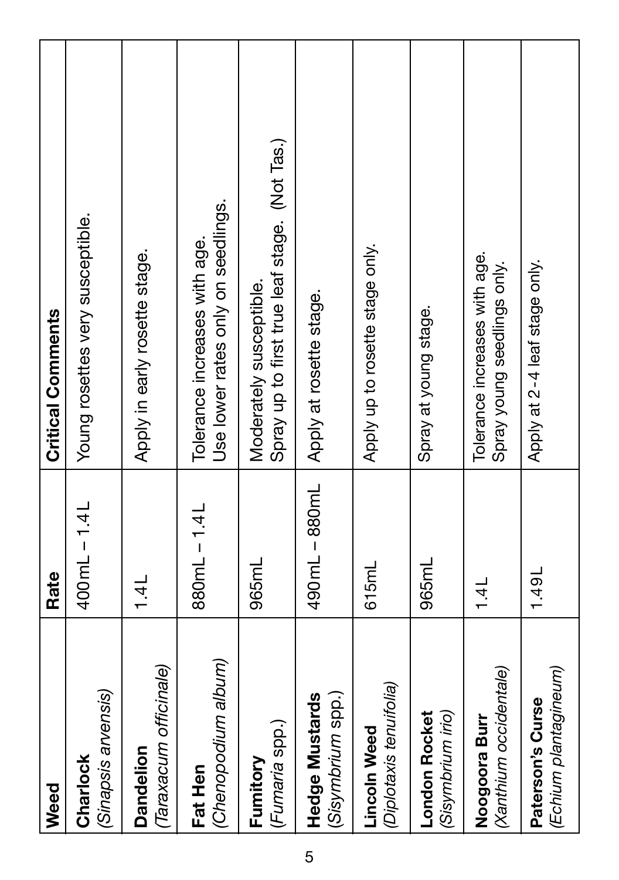| Weed | Rate | Critical Comments |
|---|---|---|
| **Charlock** (*Sinapsis arvensis*) | 400mL – 1.4L | Young rosettes very susceptible. |
| **Dandelion** (*Taraxacum officinale*) | 1.4L | Apply in early rosette stage. |
| **Fat Hen** (*Chenopodium album*) | 880mL – 1.4L | Tolerance increases with age. Use lower rates only on seedlings. |
| **Fumitory** (*Fumaria* spp.) | 965mL | Moderately susceptible. Spray up to first true leaf stage. (Not Tas.) |
| **Hedge Mustards** (*Sisymbrium* spp.) | 490mL – 880mL | Apply at rosette stage. |
| **Lincoln Weed** (*Diplotaxis tenuifolia*) | 615mL | Apply up to rosette stage only. |
| **London Rocket** (*Sisymbrium irio*) | 965mL | Spray at young stage. |
| **Noogoora Burr** (*Xanthium occidentale*) | 1.4L | Tolerance increases with age. Spray young seedlings only. |
| **Paterson's Curse** (*Echium plantagineum*) | 1.49L | Apply at 2-4 leaf stage only. |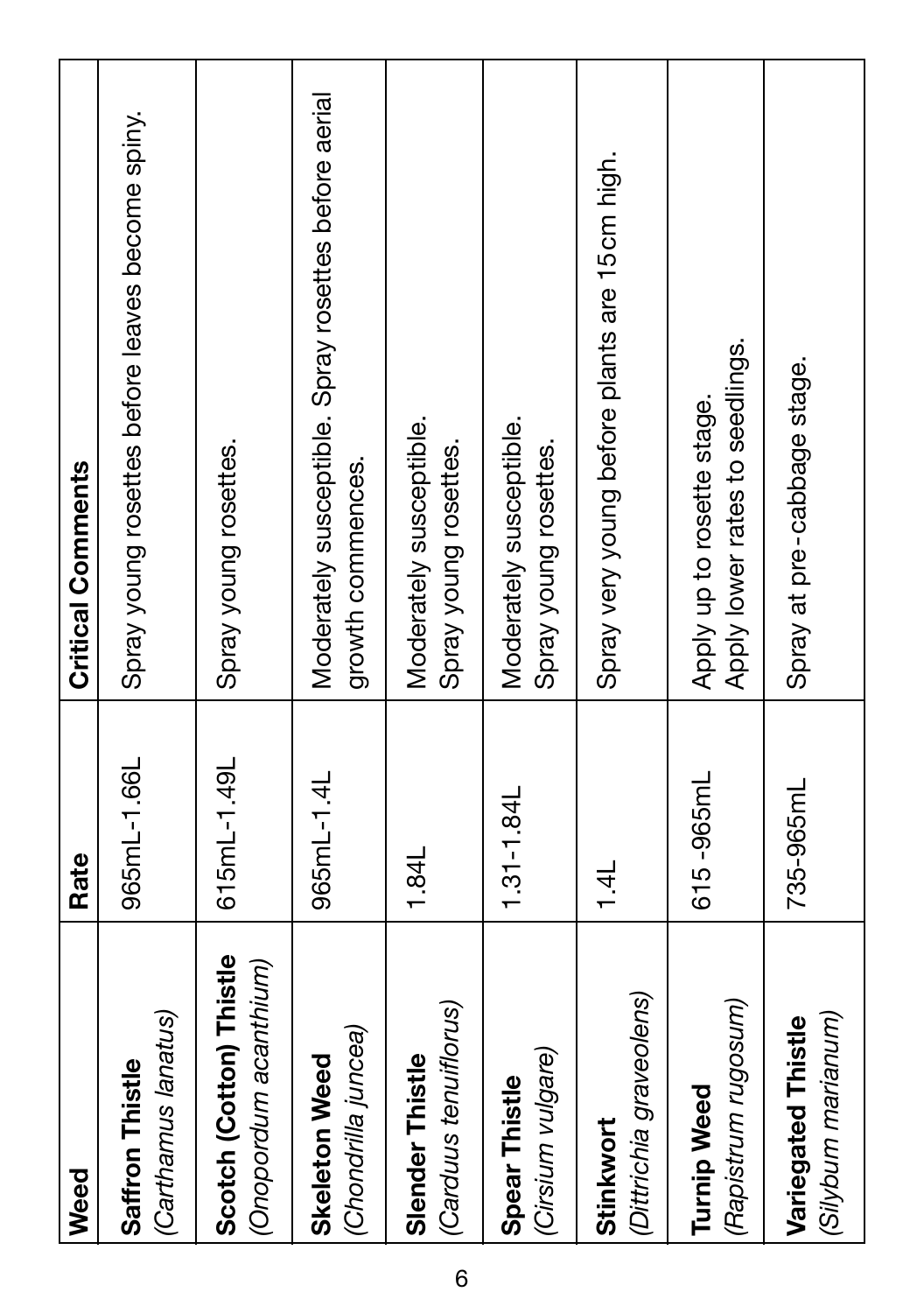| Weed | Rate | Critical Comments |
| --- | --- | --- |
| **Saffron Thistle** *(Carthamus lanatus)* | 965mL-1.66L | Spray young rosettes before leaves become spiny. |
| **Scotch (Cotton) Thistle** *(Onopordum acanthium)* | 615mL-1.49L | Spray young rosettes. |
| **Skeleton Weed** *(Chondrilla juncea)* | 965mL-1.4L | Moderately susceptible. Spray rosettes before aerial growth commences. |
| **Slender Thistle** *(Carduus tenuiflorus)* | 1.84L | Moderately susceptible. Spray young rosettes. |
| **Spear Thistle** *(Cirsium vulgare)* | 1.31-1.84L | Moderately susceptible. Spray young rosettes. |
| **Stinkwort** *(Dittrichia graveolens)* | 1.4L | Spray very young before plants are 15cm high. |
| **Turnip Weed** *(Rapistrum rugosum)* | 615 -965mL | Apply up to rosette stage. Apply lower rates to seedlings. |
| **Variegated Thistle** *(Silybum marianum)* | 735-965mL | Spray at pre-cabbage stage. |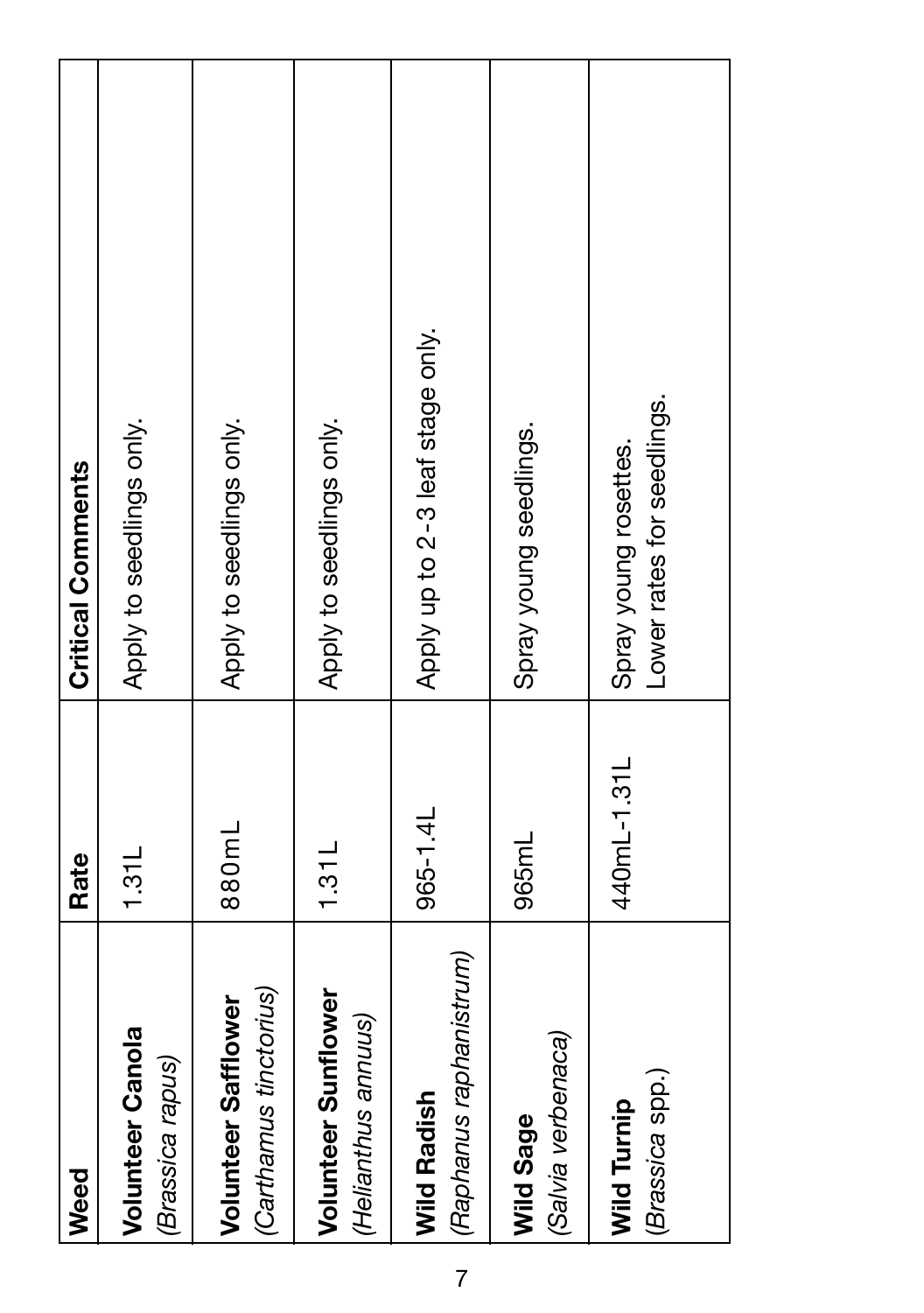| Weed | Rate | Critical Comments |
|---|---|---|
| **Volunteer Canola** *(Brassica rapus)* | 1.31L | Apply to seedlings only. |
| **Volunteer Safflower** *(Carthamus tinctorius)* | 880mL | Apply to seedlings only. |
| **Volunteer Sunflower** *(Helianthus annuus)* | 1.31L | Apply to seedlings only. |
| **Wild Radish** *(Raphanus raphanistrum)* | 965-1.4L | Apply up to 2-3 leaf stage only. |
| **Wild Sage** *(Salvia verbenaca)* | 965mL | Spray young seedlings. |
| **Wild Turnip** *(Brassica* spp.) | 440mL-1.31L | Spray young rosettes. Lower rates for seedlings. |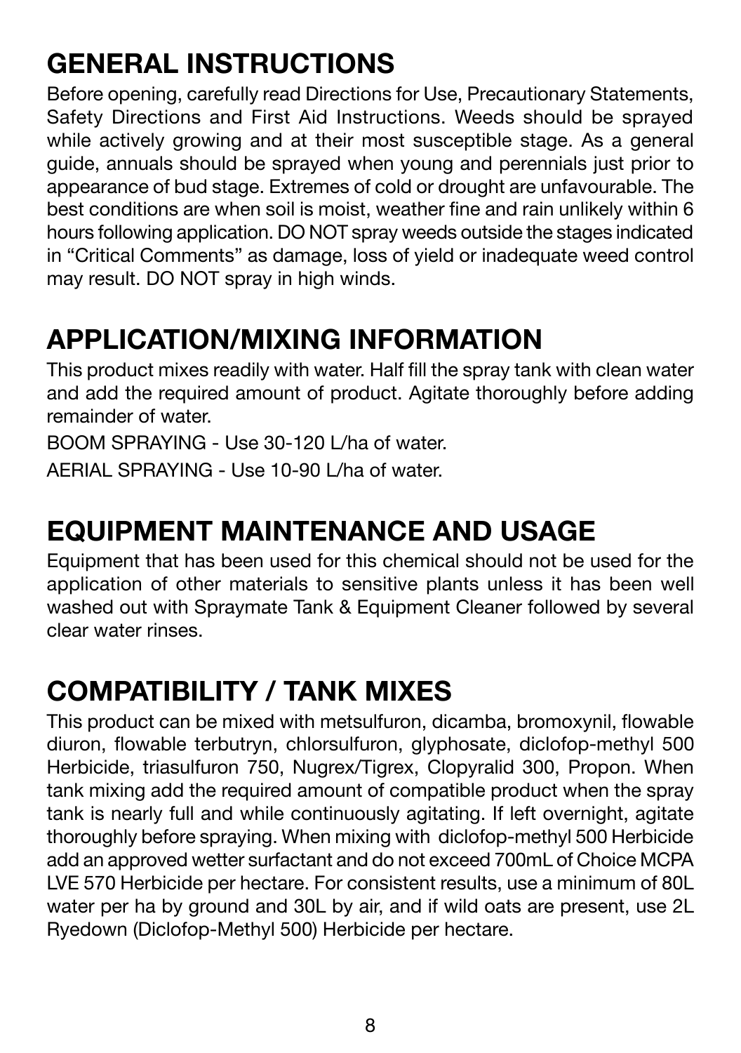## GENERAL INSTRUCTIONS

Before opening, carefully read Directions for Use, Precautionary Statements, Safety Directions and First Aid Instructions. Weeds should be sprayed while actively growing and at their most susceptible stage. As a general guide, annuals should be sprayed when young and perennials just prior to appearance of bud stage. Extremes of cold or drought are unfavourable. The best conditions are when soil is moist, weather fine and rain unlikely within 6 hours following application. DO NOT spray weeds outside the stages indicated in "Critical Comments" as damage, loss of yield or inadequate weed control may result. DO NOT spray in high winds.

## APPLICATION/MIXING INFORMATION

This product mixes readily with water. Half fill the spray tank with clean water and add the required amount of product. Agitate thoroughly before adding remainder of water.

BOOM SPRAYING - Use 30-120 L/ha of water.

AERIAL SPRAYING - Use 10-90 L/ha of water.

## EQUIPMENT MAINTENANCE AND USAGE

Equipment that has been used for this chemical should not be used for the application of other materials to sensitive plants unless it has been well washed out with Spraymate Tank & Equipment Cleaner followed by several clear water rinses.

## COMPATIBILITY / TANK MIXES

This product can be mixed with metsulfuron, dicamba, bromoxynil, flowable diuron, flowable terbutryn, chlorsulfuron, glyphosate, diclofop-methyl 500 Herbicide, triasulfuron 750, Nugrex/Tigrex, Clopyralid 300, Propon. When tank mixing add the required amount of compatible product when the spray tank is nearly full and while continuously agitating. If left overnight, agitate thoroughly before spraying. When mixing with diclofop-methyl 500 Herbicide add an approved wetter surfactant and do not exceed 700mL of Choice MCPA LVE 570 Herbicide per hectare. For consistent results, use a minimum of 80L water per ha by ground and 30L by air, and if wild oats are present, use 2L Ryedown (Diclofop-Methyl 500) Herbicide per hectare.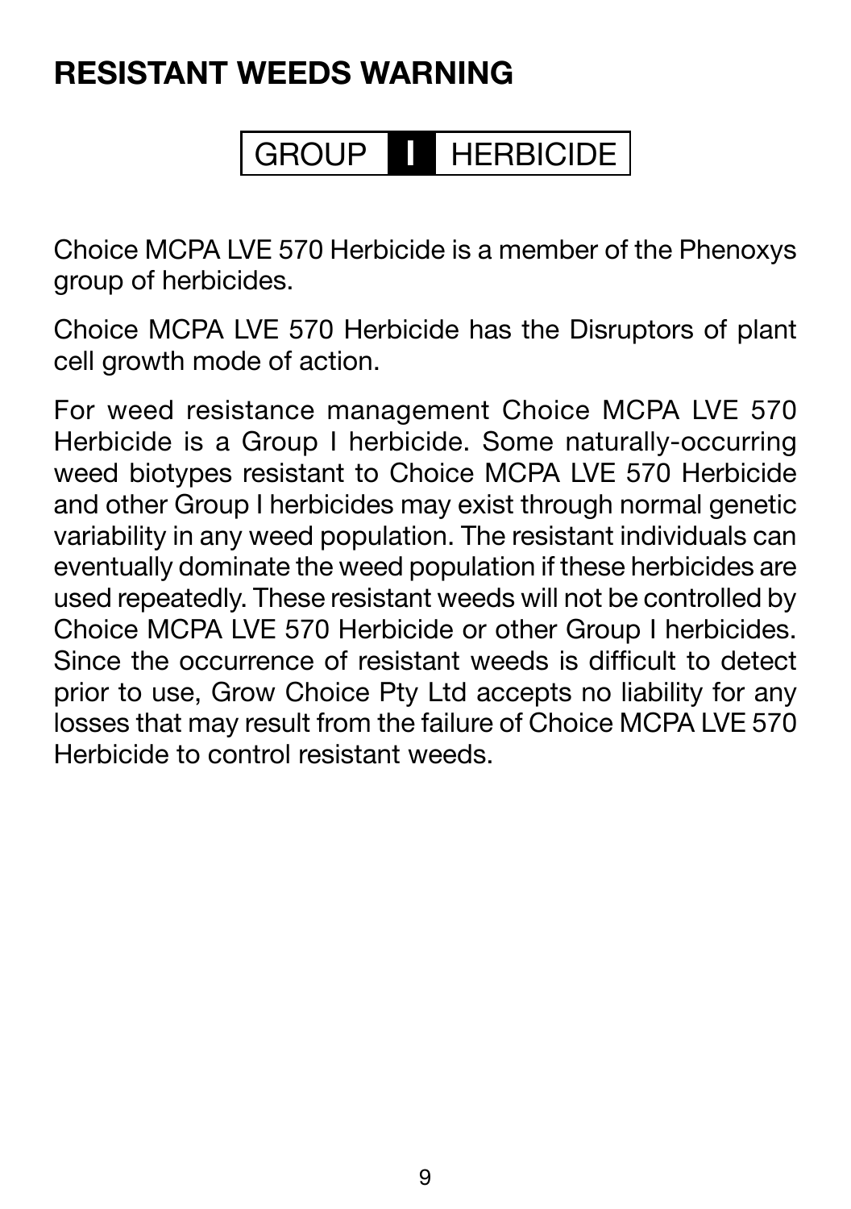# RESISTANT WEEDS WARNING

**GROUP I HERBICIDE**

Choice MCPA LVE 570 Herbicide is a member of the Phenoxys group of herbicides.

Choice MCPA LVE 570 Herbicide has the Disruptors of plant cell growth mode of action.

For weed resistance management Choice MCPA LVE 570 Herbicide is a Group I herbicide. Some naturally-occurring weed biotypes resistant to Choice MCPA LVE 570 Herbicide and other Group I herbicides may exist through normal genetic variability in any weed population. The resistant individuals can eventually dominate the weed population if these herbicides are used repeatedly. These resistant weeds will not be controlled by Choice MCPA LVE 570 Herbicide or other Group I herbicides. Since the occurrence of resistant weeds is difficult to detect prior to use, Grow Choice Pty Ltd accepts no liability for any losses that may result from the failure of Choice MCPA LVE 570 Herbicide to control resistant weeds.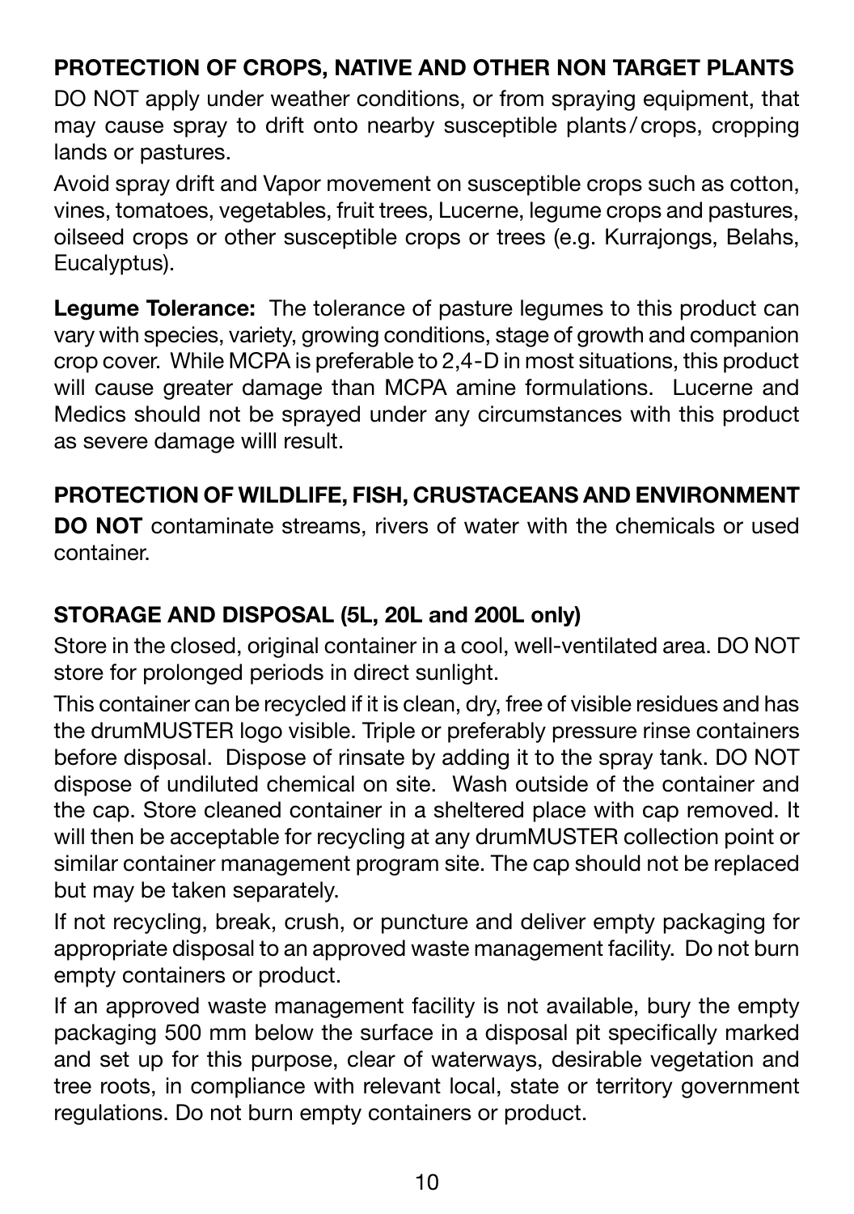## PROTECTION OF CROPS, NATIVE AND OTHER NON TARGET PLANTS

DO NOT apply under weather conditions, or from spraying equipment, that may cause spray to drift onto nearby susceptible plants / crops, cropping lands or pastures.

Avoid spray drift and Vapor movement on susceptible crops such as cotton, vines, tomatoes, vegetables, fruit trees, Lucerne, legume crops and pastures, oilseed crops or other susceptible crops or trees (e.g. Kurrajongs, Belahs, Eucalyptus).

**Legume Tolerance:** The tolerance of pasture legumes to this product can vary with species, variety, growing conditions, stage of growth and companion crop cover. While MCPA is preferable to 2,4-D in most situations, this product will cause greater damage than MCPA amine formulations. Lucerne and Medics should not be sprayed under any circumstances with this product as severe damage willl result.

## PROTECTION OF WILDLIFE, FISH, CRUSTACEANS AND ENVIRONMENT

**DO NOT** contaminate streams, rivers of water with the chemicals or used container.

## STORAGE AND DISPOSAL (5L, 20L and 200L only)

Store in the closed, original container in a cool, well-ventilated area. DO NOT store for prolonged periods in direct sunlight.

This container can be recycled if it is clean, dry, free of visible residues and has the drumMUSTER logo visible. Triple or preferably pressure rinse containers before disposal. Dispose of rinsate by adding it to the spray tank. DO NOT dispose of undiluted chemical on site. Wash outside of the container and the cap. Store cleaned container in a sheltered place with cap removed. It will then be acceptable for recycling at any drumMUSTER collection point or similar container management program site. The cap should not be replaced but may be taken separately.

If not recycling, break, crush, or puncture and deliver empty packaging for appropriate disposal to an approved waste management facility. Do not burn empty containers or product.

If an approved waste management facility is not available, bury the empty packaging 500 mm below the surface in a disposal pit specifically marked and set up for this purpose, clear of waterways, desirable vegetation and tree roots, in compliance with relevant local, state or territory government regulations. Do not burn empty containers or product.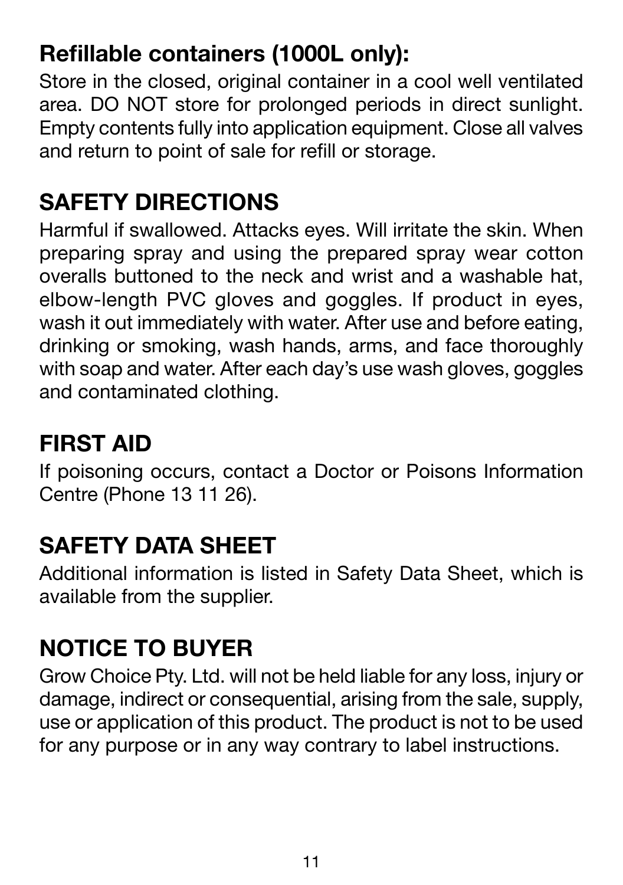### Refillable containers (1000L only):

Store in the closed, original container in a cool well ventilated area. DO NOT store for prolonged periods in direct sunlight. Empty contents fully into application equipment. Close all valves and return to point of sale for refill or storage.

## SAFETY DIRECTIONS

Harmful if swallowed. Attacks eyes. Will irritate the skin. When preparing spray and using the prepared spray wear cotton overalls buttoned to the neck and wrist and a washable hat, elbow-length PVC gloves and goggles. If product in eyes, wash it out immediately with water. After use and before eating, drinking or smoking, wash hands, arms, and face thoroughly with soap and water. After each day's use wash gloves, goggles and contaminated clothing.

## FIRST AID

If poisoning occurs, contact a Doctor or Poisons Information Centre (Phone 13 11 26).

## SAFETY DATA SHEET

Additional information is listed in Safety Data Sheet, which is available from the supplier.

## NOTICE TO BUYER

Grow Choice Pty. Ltd. will not be held liable for any loss, injury or damage, indirect or consequential, arising from the sale, supply, use or application of this product. The product is not to be used for any purpose or in any way contrary to label instructions.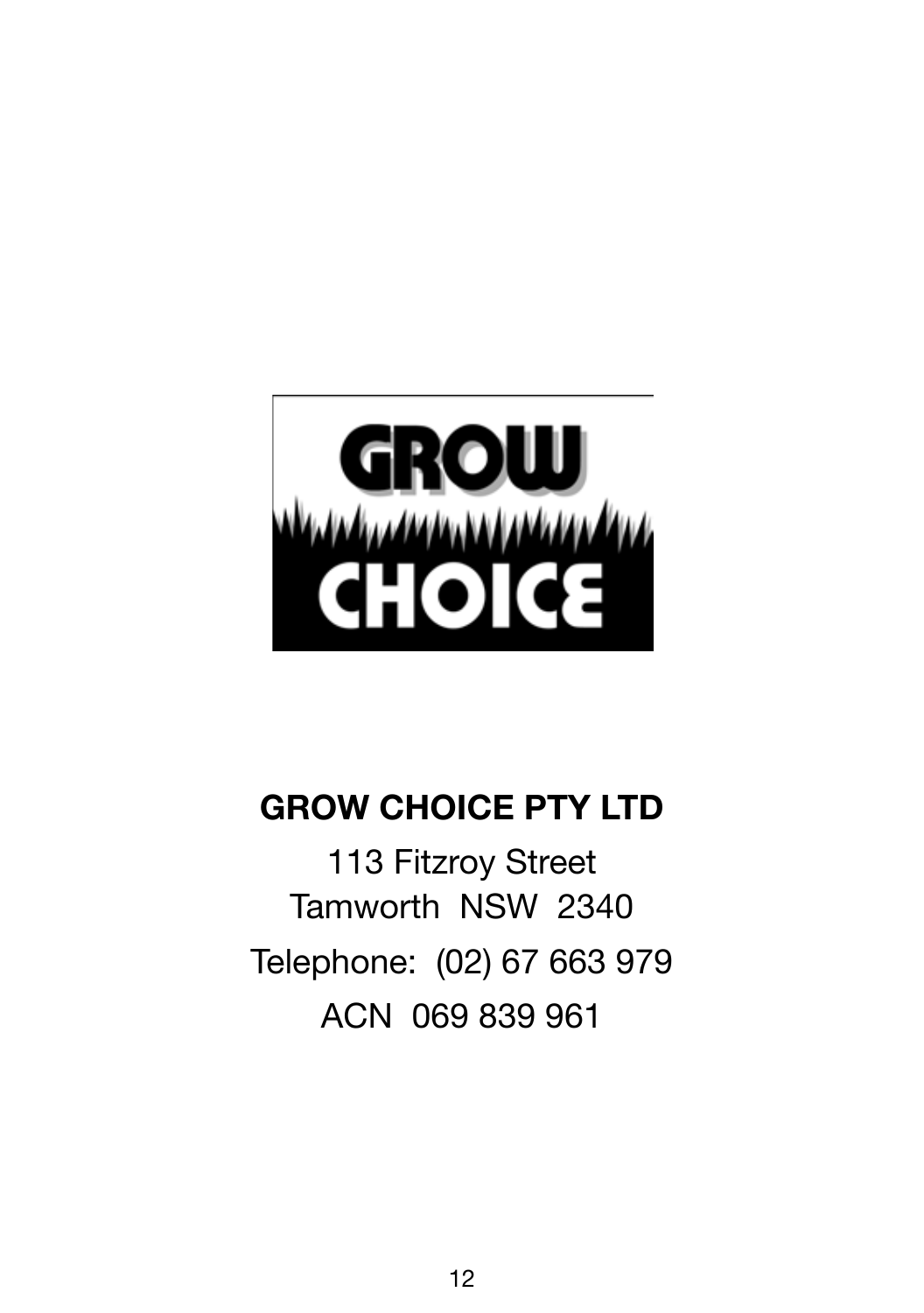**GROW CHOICE PTY LTD**

113 Fitzroy Street
Tamworth NSW 2340

Telephone: (02) 67 663 979

ACN 069 839 961